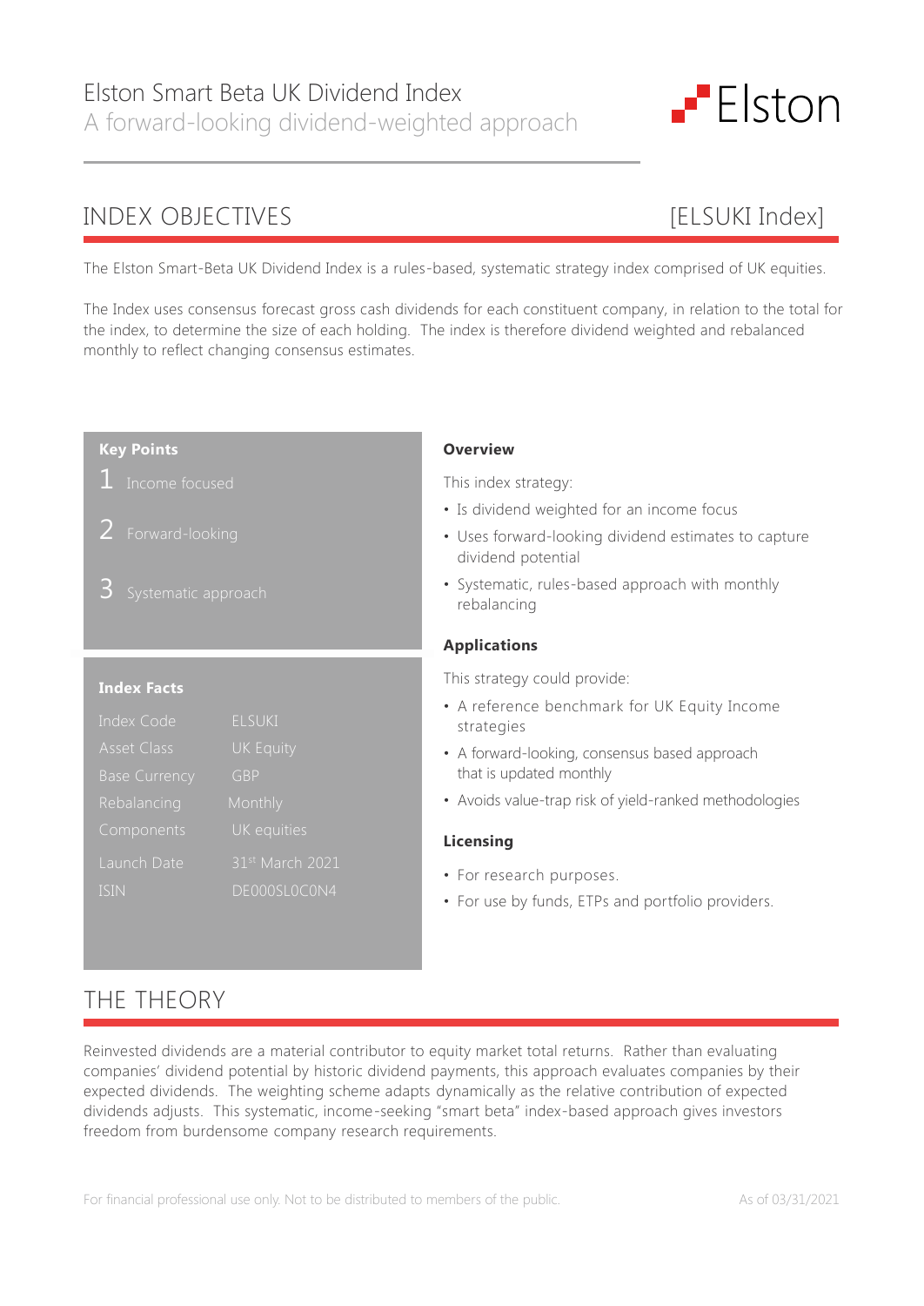# Elston Smart Beta UK Dividend Index

A forward-looking dividend-weighted approach

Elston

## INDEX OBJECTIVES

[ELSUKI Index]

The Elston Smart-Beta UK Dividend Index is a rules-based, systematic strategy index comprised of UK equities.

The Index uses consensus forecast gross cash dividends for each constituent company, in relation to the total for the index, to determine the size of each holding. The index is therefore dividend weighted and rebalanced monthly to reflect changing consensus estimates.

**Key Points**

1 Income focused

2 Forward-looking

3 Systematic approach

**Index Facts**

| | |
|---|---|
| Index Code | ELSUKI |
| Asset Class | UK Equity |
| Base Currency | GBP |
| Rebalancing | Monthly |
| Components | UK equities |
| Launch Date | 31st March 2021 |
| ISIN | DE000SL0C0N4 |

**Overview**

This index strategy:

- Is dividend weighted for an income focus
- Uses forward-looking dividend estimates to capture dividend potential
- Systematic, rules-based approach with monthly rebalancing

**Applications**

This strategy could provide:

- A reference benchmark for UK Equity Income strategies
- A forward-looking, consensus based approach that is updated monthly
- Avoids value-trap risk of yield-ranked methodologies

**Licensing**

- For research purposes.
- For use by funds, ETPs and portfolio providers.

## THE THEORY

Reinvested dividends are a material contributor to equity market total returns. Rather than evaluating companies' dividend potential by historic dividend payments, this approach evaluates companies by their expected dividends. The weighting scheme adapts dynamically as the relative contribution of expected dividends adjusts. This systematic, income-seeking "smart beta" index-based approach gives investors freedom from burdensome company research requirements.

For financial professional use only. Not to be distributed to members of the public.

As of 03/31/2021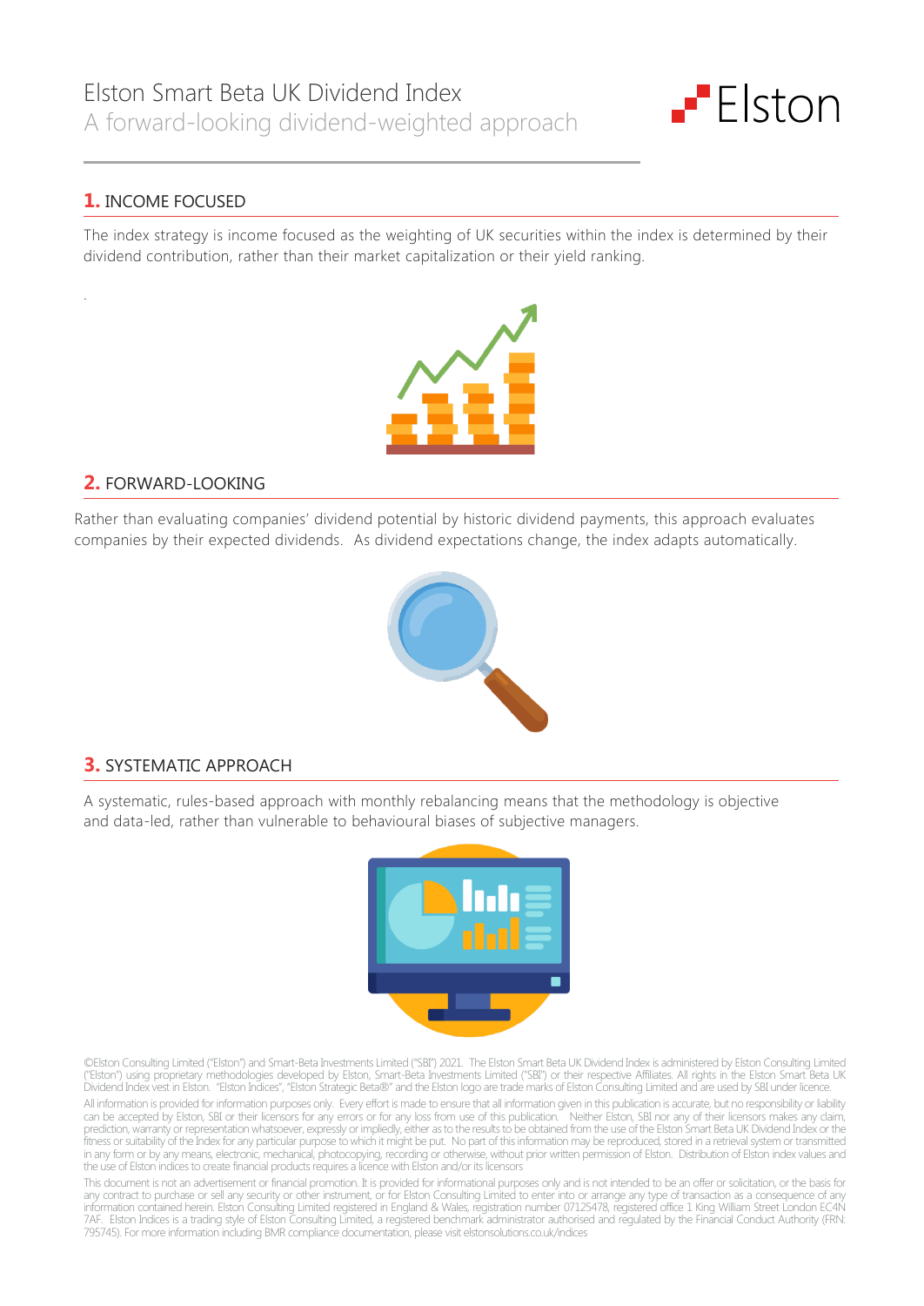# Elston Smart Beta UK Dividend Index

A forward-looking dividend-weighted approach

Elston

## **1.** INCOME FOCUSED

The index strategy is income focused as the weighting of UK securities within the index is determined by their dividend contribution, rather than their market capitalization or their yield ranking.

## **2.** FORWARD-LOOKING

Rather than evaluating companies' dividend potential by historic dividend payments, this approach evaluates companies by their expected dividends. As dividend expectations change, the index adapts automatically.

## **3.** SYSTEMATIC APPROACH

A systematic, rules-based approach with monthly rebalancing means that the methodology is objective and data-led, rather than vulnerable to behavioural biases of subjective managers.

©Elston Consulting Limited ("Elston") and Smart-Beta Investments Limited ("SBI") 2021. The Elston Smart Beta UK Dividend Index is administered by Elston Consulting Limited ("Elston") using proprietary methodologies developed by Elston, Smart-Beta Investments Limited ("SBI") or their respective Affiliates. All rights in the Elston Smart Beta UK Dividend Index vest in Elston. "Elston Indices", "Elston Strategic Beta®" and the Elston logo are trade marks of Elston Consulting Limited and are used by SBI under licence.

All information is provided for information purposes only. Every effort is made to ensure that all information given in this publication is accurate, but no responsibility or liability can be accepted by Elston, SBI or their licensors for any errors or for any loss from use of this publication. Neither Elston, SBI nor any of their licensors makes any claim, prediction, warranty or representation whatsoever, expressly or impliedly, either as to the results to be obtained from the use of the Elston Smart Beta UK Dividend Index or the fitness or suitability of the Index for any particular purpose to which it might be put. No part of this information may be reproduced, stored in a retrieval system or transmitted in any form or by any means, electronic, mechanical, photocopying, recording or otherwise, without prior written permission of Elston. Distribution of Elston index values and the use of Elston indices to create financial products requires a licence with Elston and/or its licensors

This document is not an advertisement or financial promotion. It is provided for informational purposes only and is not intended to be an offer or solicitation, or the basis for any contract to purchase or sell any security or other instrument, or for Elston Consulting Limited to enter into or arrange any type of transaction as a consequence of any information contained herein. Elston Consulting Limited registered in England & Wales, registration number 07125478, registered office 1 King William Street London EC4N 7AF. Elston Indices is a trading style of Elston Consulting Limited, a registered benchmark administrator authorised and regulated by the Financial Conduct Authority (FRN: 795745). For more information including BMR compliance documentation, please visit elstonsolutions.co.uk/indices